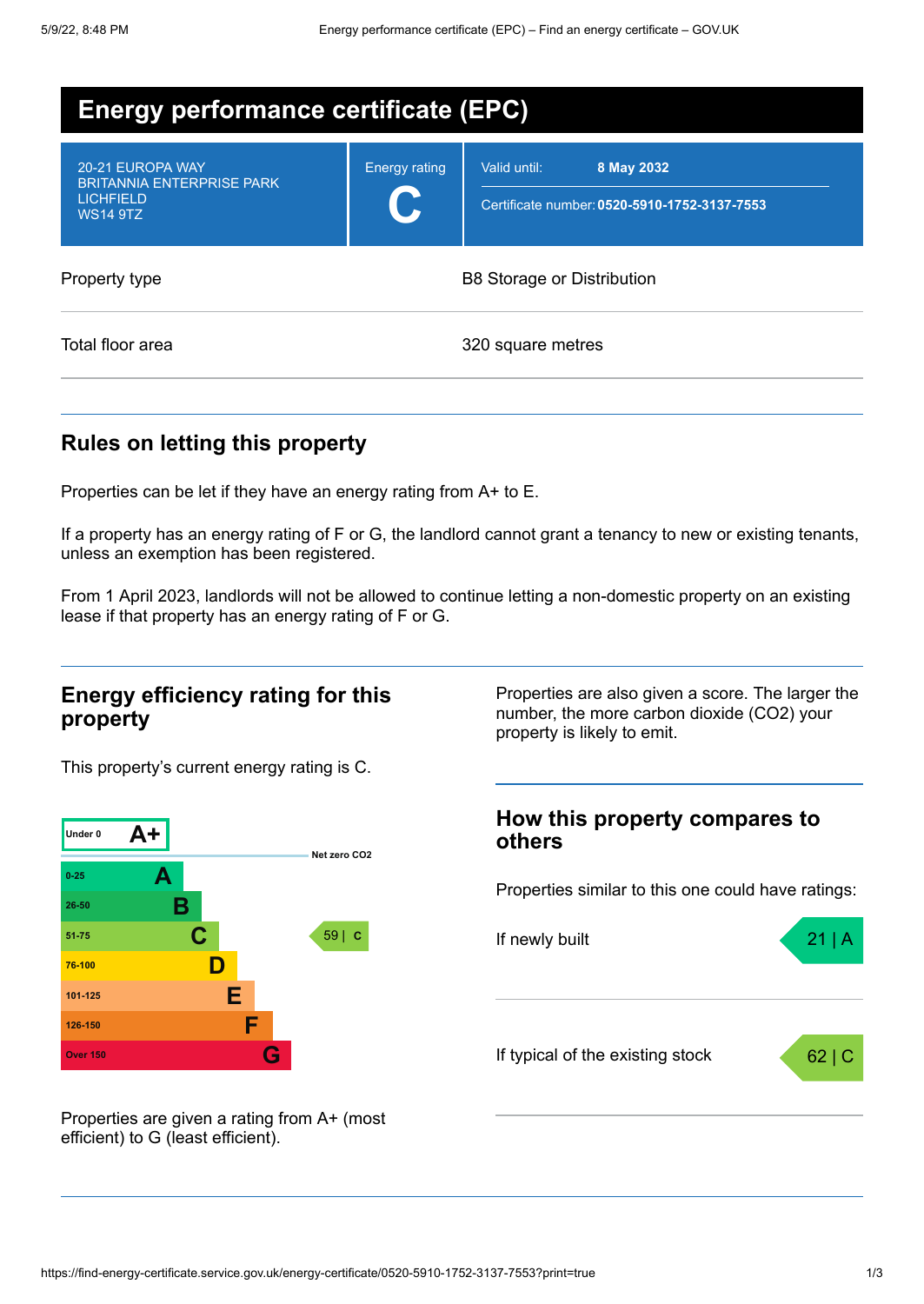# Energy performance certificate (EPC)

| 20-21 EUROPA WAY<br>BRITANNIA ENTERPRISE PARK<br>LICHFIELD<br>WS14 9TZ | Energy rating<br>**C** | Valid until: **8 May 2032**<br>Certificate number: **0520-5910-1752-3137-7553** |
|---|---|---|

| | |
|---|---|
| Property type | B8 Storage or Distribution |
| Total floor area | 320 square metres |

## Rules on letting this property

Properties can be let if they have an energy rating from A+ to E.

If a property has an energy rating of F or G, the landlord cannot grant a tenancy to new or existing tenants, unless an exemption has been registered.

From 1 April 2023, landlords will not be allowed to continue letting a non-domestic property on an existing lease if that property has an energy rating of F or G.

## Energy efficiency rating for this property

This property's current energy rating is C.

| Score | Rating |
|---|---|
| Under 0 | A+ |
| 0-25 | A |
| 26-50 | B |
| 51-75 | C |
| 76-100 | D |
| 101-125 | E |
| 126-150 | F |
| Over 150 | G |

Net zero CO2

This property: 59 | C

Properties are given a rating from A+ (most efficient) to G (least efficient).

Properties are also given a score. The larger the number, the more carbon dioxide (CO2) your property is likely to emit.

## How this property compares to others

Properties similar to this one could have ratings:

| | |
|---|---|
| If newly built | 21 \| A |
| If typical of the existing stock | 62 \| C |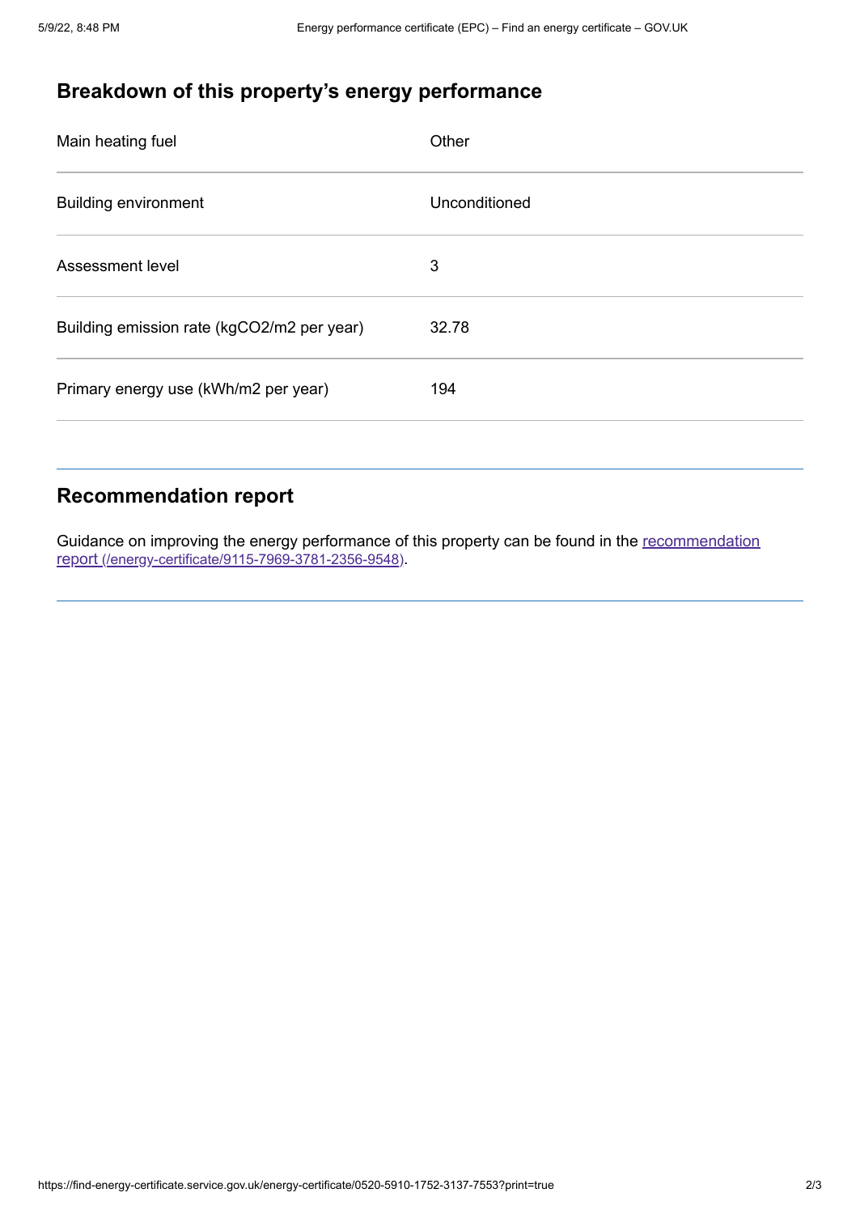## Breakdown of this property's energy performance

| | |
|---|---|
| Main heating fuel | Other |
| Building environment | Unconditioned |
| Assessment level | 3 |
| Building emission rate (kgCO2/m2 per year) | 32.78 |
| Primary energy use (kWh/m2 per year) | 194 |

## Recommendation report

Guidance on improving the energy performance of this property can be found in the recommendation report (/energy-certificate/9115-7969-3781-2356-9548).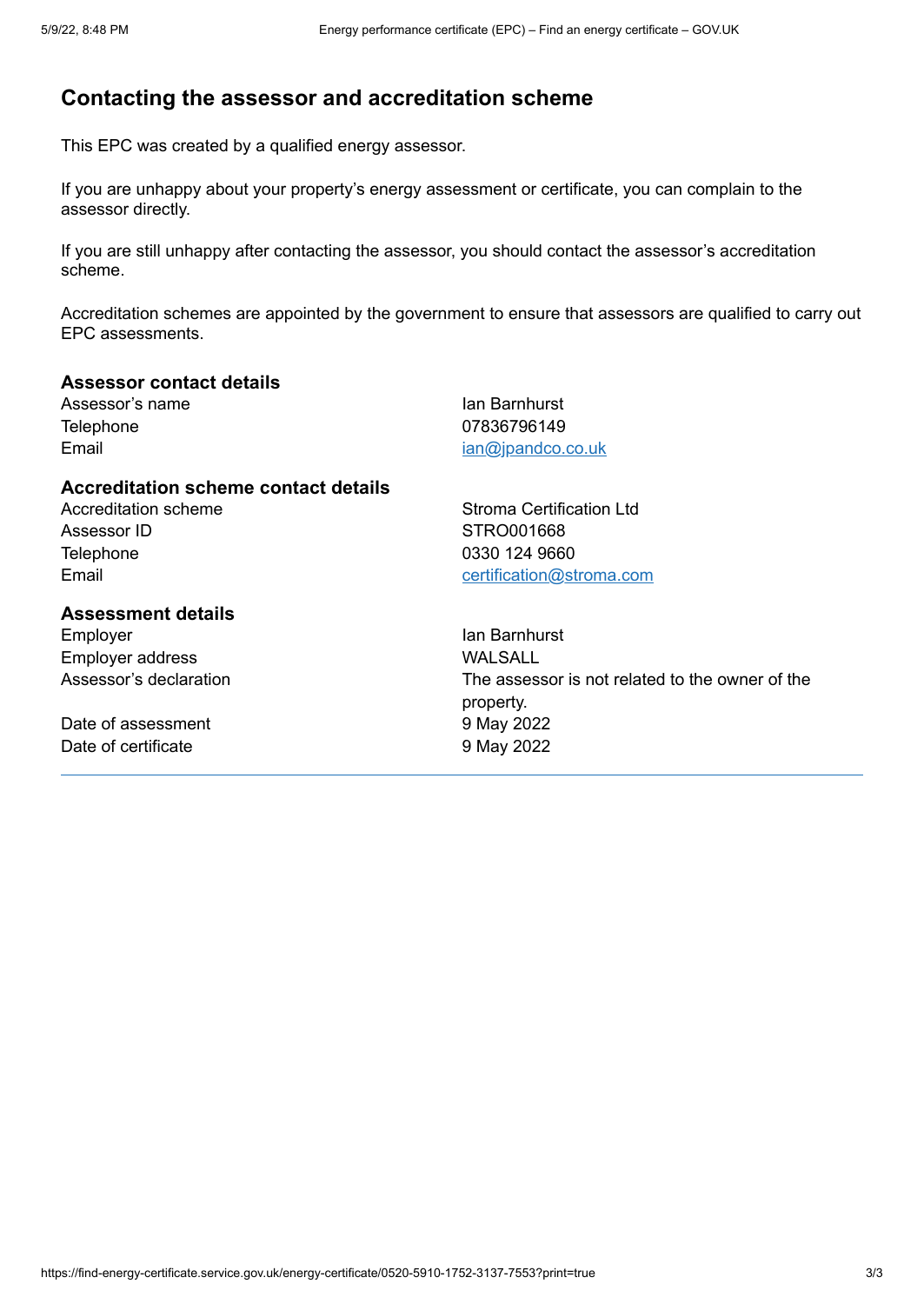## Contacting the assessor and accreditation scheme

This EPC was created by a qualified energy assessor.

If you are unhappy about your property's energy assessment or certificate, you can complain to the assessor directly.

If you are still unhappy after contacting the assessor, you should contact the assessor's accreditation scheme.

Accreditation schemes are appointed by the government to ensure that assessors are qualified to carry out EPC assessments.

### Assessor contact details

| | |
|---|---|
| Assessor's name | Ian Barnhurst |
| Telephone | 07836796149 |
| Email | ian@jpandco.co.uk |

### Accreditation scheme contact details

| | |
|---|---|
| Accreditation scheme | Stroma Certification Ltd |
| Assessor ID | STRO001668 |
| Telephone | 0330 124 9660 |
| Email | certification@stroma.com |

### Assessment details

| | |
|---|---|
| Employer | Ian Barnhurst |
| Employer address | WALSALL |
| Assessor's declaration | The assessor is not related to the owner of the property. |
| Date of assessment | 9 May 2022 |
| Date of certificate | 9 May 2022 |